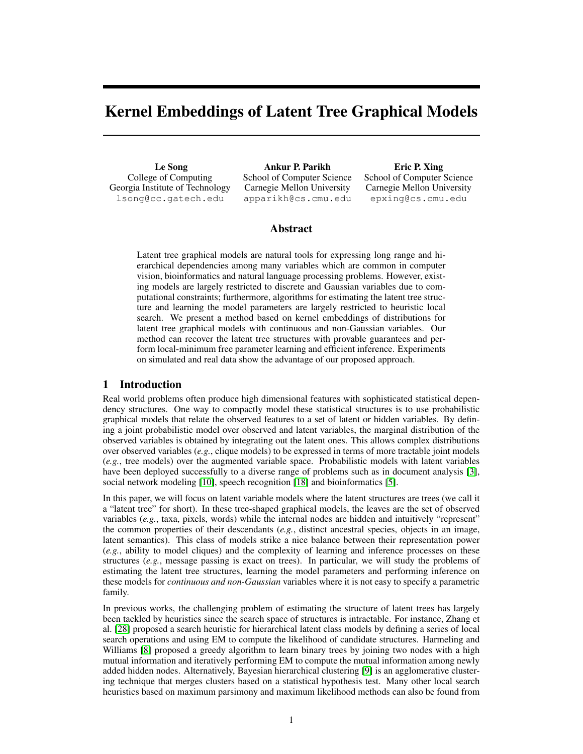# Kernel Embeddings of Latent Tree Graphical Models

**Le Song**
College of Computing
Georgia Institute of Technology
lsong@cc.gatech.edu

**Ankur P. Parikh**
School of Computer Science
Carnegie Mellon University
apparikh@cs.cmu.edu

**Eric P. Xing**
School of Computer Science
Carnegie Mellon University
epxing@cs.cmu.edu

## Abstract

Latent tree graphical models are natural tools for expressing long range and hierarchical dependencies among many variables which are common in computer vision, bioinformatics and natural language processing problems. However, existing models are largely restricted to discrete and Gaussian variables due to computational constraints; furthermore, algorithms for estimating the latent tree structure and learning the model parameters are largely restricted to heuristic local search. We present a method based on kernel embeddings of distributions for latent tree graphical models with continuous and non-Gaussian variables. Our method can recover the latent tree structures with provable guarantees and perform local-minimum free parameter learning and efficient inference. Experiments on simulated and real data show the advantage of our proposed approach.

## 1 Introduction

Real world problems often produce high dimensional features with sophisticated statistical dependency structures. One way to compactly model these statistical structures is to use probabilistic graphical models that relate the observed features to a set of latent or hidden variables. By defining a joint probabilistic model over observed and latent variables, the marginal distribution of the observed variables is obtained by integrating out the latent ones. This allows complex distributions over observed variables (*e.g.*, clique models) to be expressed in terms of more tractable joint models (*e.g.*, tree models) over the augmented variable space. Probabilistic models with latent variables have been deployed successfully to a diverse range of problems such as in document analysis [3], social network modeling [10], speech recognition [18] and bioinformatics [5].

In this paper, we will focus on latent variable models where the latent structures are trees (we call it a "latent tree" for short). In these tree-shaped graphical models, the leaves are the set of observed variables (*e.g.*, taxa, pixels, words) while the internal nodes are hidden and intuitively "represent" the common properties of their descendants (*e.g.*, distinct ancestral species, objects in an image, latent semantics). This class of models strike a nice balance between their representation power (*e.g.*, ability to model cliques) and the complexity of learning and inference processes on these structures (*e.g.*, message passing is exact on trees). In particular, we will study the problems of estimating the latent tree structures, learning the model parameters and performing inference on these models for *continuous and non-Gaussian* variables where it is not easy to specify a parametric family.

In previous works, the challenging problem of estimating the structure of latent trees has largely been tackled by heuristics since the search space of structures is intractable. For instance, Zhang et al. [28] proposed a search heuristic for hierarchical latent class models by defining a series of local search operations and using EM to compute the likelihood of candidate structures. Harmeling and Williams [8] proposed a greedy algorithm to learn binary trees by joining two nodes with a high mutual information and iteratively performing EM to compute the mutual information among newly added hidden nodes. Alternatively, Bayesian hierarchical clustering [9] is an agglomerative clustering technique that merges clusters based on a statistical hypothesis test. Many other local search heuristics based on maximum parsimony and maximum likelihood methods can also be found from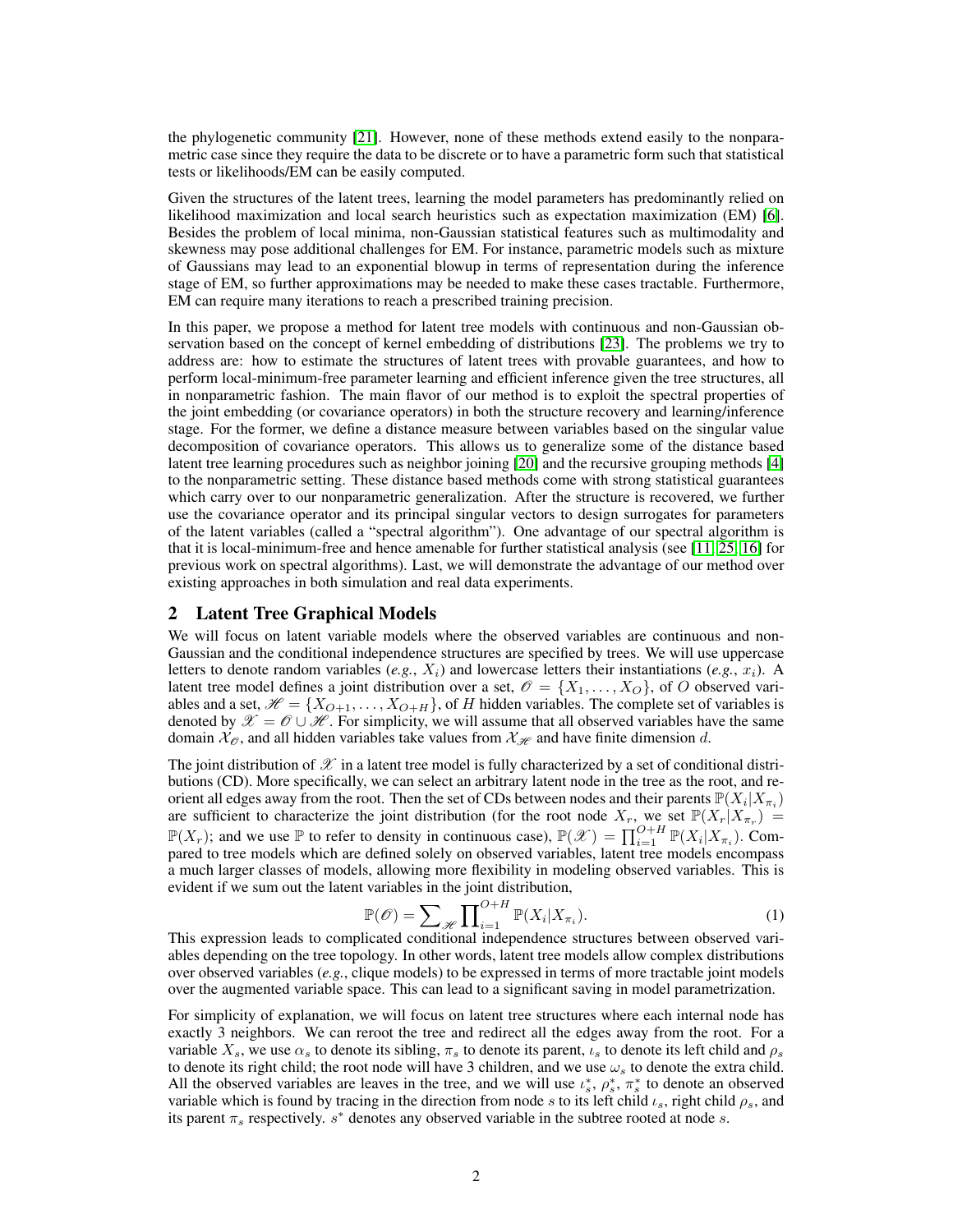the phylogenetic community [21]. However, none of these methods extend easily to the nonparametric case since they require the data to be discrete or to have a parametric form such that statistical tests or likelihoods/EM can be easily computed.

Given the structures of the latent trees, learning the model parameters has predominantly relied on likelihood maximization and local search heuristics such as expectation maximization (EM) [6]. Besides the problem of local minima, non-Gaussian statistical features such as multimodality and skewness may pose additional challenges for EM. For instance, parametric models such as mixture of Gaussians may lead to an exponential blowup in terms of representation during the inference stage of EM, so further approximations may be needed to make these cases tractable. Furthermore, EM can require many iterations to reach a prescribed training precision.

In this paper, we propose a method for latent tree models with continuous and non-Gaussian observation based on the concept of kernel embedding of distributions [23]. The problems we try to address are: how to estimate the structures of latent trees with provable guarantees, and how to perform local-minimum-free parameter learning and efficient inference given the tree structures, all in nonparametric fashion. The main flavor of our method is to exploit the spectral properties of the joint embedding (or covariance operators) in both the structure recovery and learning/inference stage. For the former, we define a distance measure between variables based on the singular value decomposition of covariance operators. This allows us to generalize some of the distance based latent tree learning procedures such as neighbor joining [20] and the recursive grouping methods [4] to the nonparametric setting. These distance based methods come with strong statistical guarantees which carry over to our nonparametric generalization. After the structure is recovered, we further use the covariance operator and its principal singular vectors to design surrogates for parameters of the latent variables (called a "spectral algorithm"). One advantage of our spectral algorithm is that it is local-minimum-free and hence amenable for further statistical analysis (see [11, 25, 16] for previous work on spectral algorithms). Last, we will demonstrate the advantage of our method over existing approaches in both simulation and real data experiments.

## 2 Latent Tree Graphical Models

We will focus on latent variable models where the observed variables are continuous and non-Gaussian and the conditional independence structures are specified by trees. We will use uppercase letters to denote random variables (*e.g.*, $X_i$) and lowercase letters their instantiations (*e.g.*, $x_i$). A latent tree model defines a joint distribution over a set, $\mathscr{O} = \{X_1, \ldots, X_O\}$, of $O$ observed variables and a set, $\mathscr{H} = \{X_{O+1}, \ldots, X_{O+H}\}$, of $H$ hidden variables. The complete set of variables is denoted by $\mathscr{X} = \mathscr{O} \cup \mathscr{H}$. For simplicity, we will assume that all observed variables have the same domain $\mathcal{X}_{\mathscr{O}}$, and all hidden variables take values from $\mathcal{X}_{\mathscr{H}}$ and have finite dimension $d$.

The joint distribution of $\mathscr{X}$ in a latent tree model is fully characterized by a set of conditional distributions (CD). More specifically, we can select an arbitrary latent node in the tree as the root, and reorient all edges away from the root. Then the set of CDs between nodes and their parents $\mathbb{P}(X_i|X_{\pi_i})$ are sufficient to characterize the joint distribution (for the root node $X_r$, we set $\mathbb{P}(X_r|X_{\pi_r}) = \mathbb{P}(X_r)$; and we use $\mathbb{P}$ to refer to density in continuous case), $\mathbb{P}(\mathscr{X}) = \prod_{i=1}^{O+H} \mathbb{P}(X_i|X_{\pi_i})$. Compared to tree models which are defined solely on observed variables, latent tree models encompass a much larger classes of models, allowing more flexibility in modeling observed variables. This is evident if we sum out the latent variables in the joint distribution,

$$\mathbb{P}(\mathscr{O}) = \sum\nolimits_{\mathscr{H}} \prod\nolimits_{i=1}^{O+H} \mathbb{P}(X_i|X_{\pi_i}). \tag{1}$$

This expression leads to complicated conditional independence structures between observed variables depending on the tree topology. In other words, latent tree models allow complex distributions over observed variables (*e.g.*, clique models) to be expressed in terms of more tractable joint models over the augmented variable space. This can lead to a significant saving in model parametrization.

For simplicity of explanation, we will focus on latent tree structures where each internal node has exactly 3 neighbors. We can reroot the tree and redirect all the edges away from the root. For a variable $X_s$, we use $\alpha_s$ to denote its sibling, $\pi_s$ to denote its parent, $\iota_s$ to denote its left child and $\rho_s$ to denote its right child; the root node will have 3 children, and we use $\omega_s$ to denote the extra child. All the observed variables are leaves in the tree, and we will use $\iota_s^*$, $\rho_s^*$, $\pi_s^*$ to denote an observed variable which is found by tracing in the direction from node $s$ to its left child $\iota_s$, right child $\rho_s$, and its parent $\pi_s$ respectively. $s^*$ denotes any observed variable in the subtree rooted at node $s$.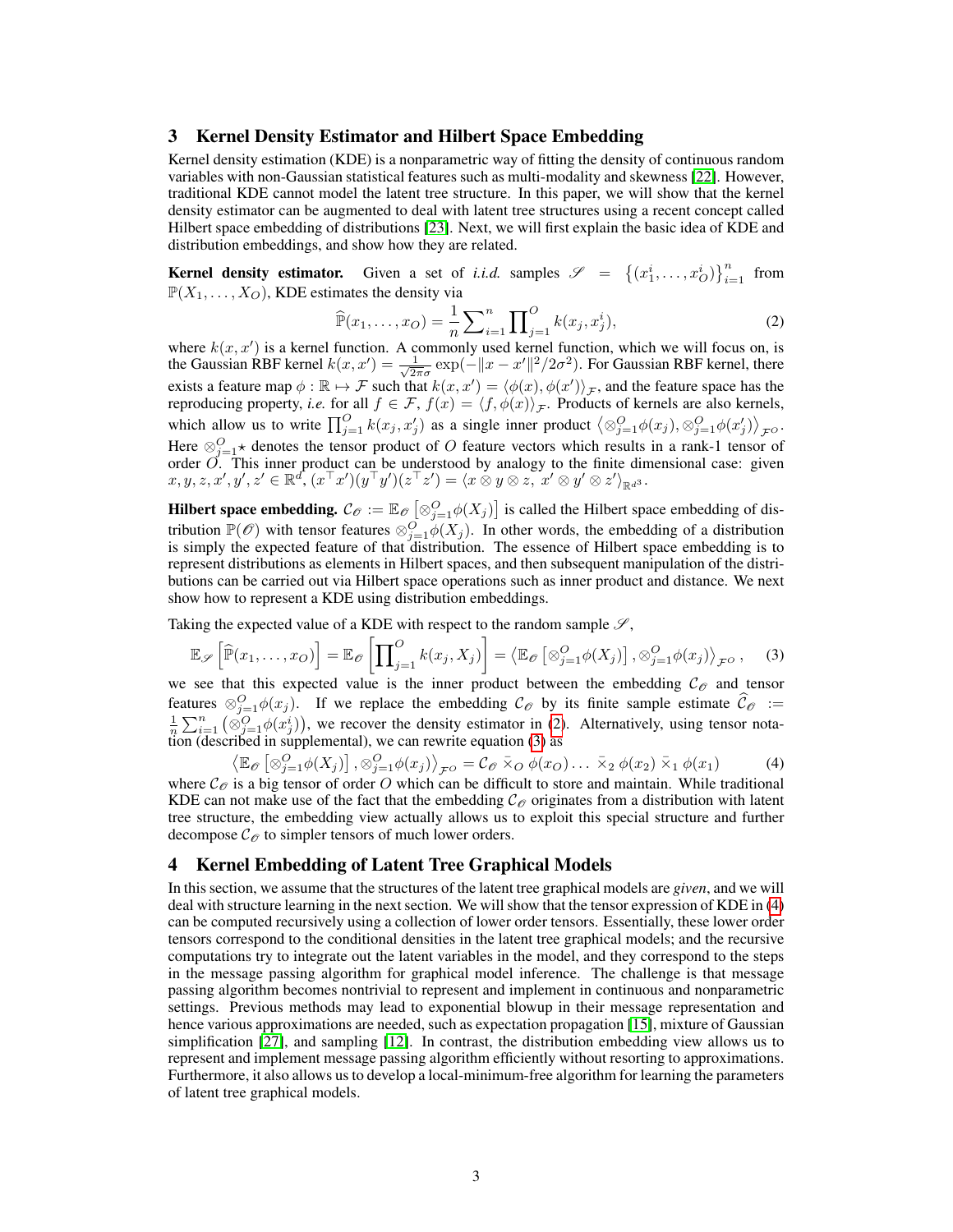## 3 Kernel Density Estimator and Hilbert Space Embedding

Kernel density estimation (KDE) is a nonparametric way of fitting the density of continuous random variables with non-Gaussian statistical features such as multi-modality and skewness [22]. However, traditional KDE cannot model the latent tree structure. In this paper, we will show that the kernel density estimator can be augmented to deal with latent tree structures using a recent concept called Hilbert space embedding of distributions [23]. Next, we will first explain the basic idea of KDE and distribution embeddings, and show how they are related.

**Kernel density estimator.** Given a set of *i.i.d.* samples $\mathscr{S} = \left\{(x_1^i, \ldots, x_O^i)\right\}_{i=1}^n$ from $\mathbb{P}(X_1, \ldots, X_O)$, KDE estimates the density via

$$\widehat{\mathbb{P}}(x_1, \ldots, x_O) = \frac{1}{n}\sum_{i=1}^n \prod_{j=1}^O k(x_j, x_j^i), \tag{2}$$

where $k(x, x')$ is a kernel function. A commonly used kernel function, which we will focus on, is the Gaussian RBF kernel $k(x, x') = \frac{1}{\sqrt{2\pi}\sigma}\exp(-\|x - x'\|^2/2\sigma^2)$. For Gaussian RBF kernel, there exists a feature map $\phi : \mathbb{R} \mapsto \mathcal{F}$ such that $k(x, x') = \langle \phi(x), \phi(x')\rangle_{\mathcal{F}}$, and the feature space has the reproducing property, *i.e.* for all $f \in \mathcal{F}$, $f(x) = \langle f, \phi(x)\rangle_{\mathcal{F}}$. Products of kernels are also kernels, which allow us to write $\prod_{j=1}^O k(x_j, x_j')$ as a single inner product $\left\langle \otimes_{j=1}^O \phi(x_j), \otimes_{j=1}^O \phi(x_j')\right\rangle_{\mathcal{F}^O}$. Here $\otimes_{j=1}^O \star$ denotes the tensor product of $O$ feature vectors which results in a rank-1 tensor of order $O$. This inner product can be understood by analogy to the finite dimensional case: given $x, y, z, x', y', z' \in \mathbb{R}^d$, $(x^\top x')(y^\top y')(z^\top z') = \langle x \otimes y \otimes z,\ x' \otimes y' \otimes z'\rangle_{\mathbb{R}^{d^3}}$.

**Hilbert space embedding.** $\mathcal{C}_{\mathscr{O}} := \mathbb{E}_{\mathscr{O}}\left[\otimes_{j=1}^O \phi(X_j)\right]$ is called the Hilbert space embedding of distribution $\mathbb{P}(\mathscr{O})$ with tensor features $\otimes_{j=1}^O \phi(X_j)$. In other words, the embedding of a distribution is simply the expected feature of that distribution. The essence of Hilbert space embedding is to represent distributions as elements in Hilbert spaces, and then subsequent manipulation of the distributions can be carried out via Hilbert space operations such as inner product and distance. We next show how to represent a KDE using distribution embeddings.

Taking the expected value of a KDE with respect to the random sample $\mathscr{S}$,

$$\mathbb{E}_{\mathscr{S}}\left[\widehat{\mathbb{P}}(x_1, \ldots, x_O)\right] = \mathbb{E}_{\mathscr{O}}\left[\prod_{j=1}^O k(x_j, X_j)\right] = \left\langle \mathbb{E}_{\mathscr{O}}\left[\otimes_{j=1}^O \phi(X_j)\right], \otimes_{j=1}^O \phi(x_j)\right\rangle_{\mathcal{F}^O}, \tag{3}$$

we see that this expected value is the inner product between the embedding $\mathcal{C}_{\mathscr{O}}$ and tensor features $\otimes_{j=1}^O \phi(x_j)$. If we replace the embedding $\mathcal{C}_{\mathscr{O}}$ by its finite sample estimate $\widehat{\mathcal{C}}_{\mathscr{O}} := \frac{1}{n}\sum_{i=1}^n \left(\otimes_{j=1}^O \phi(x_j^i)\right)$, we recover the density estimator in (2). Alternatively, using tensor notation (described in supplemental), we can rewrite equation (3) as

$$\left\langle \mathbb{E}_{\mathscr{O}}\left[\otimes_{j=1}^O \phi(X_j)\right], \otimes_{j=1}^O \phi(x_j)\right\rangle_{\mathcal{F}^O} = \mathcal{C}_{\mathscr{O}}\ \bar{\times}_O\ \phi(x_O) \ldots\ \bar{\times}_2\ \phi(x_2)\ \bar{\times}_1\ \phi(x_1) \tag{4}$$

where $\mathcal{C}_{\mathscr{O}}$ is a big tensor of order $O$ which can be difficult to store and maintain. While traditional KDE can not make use of the fact that the embedding $\mathcal{C}_{\mathscr{O}}$ originates from a distribution with latent tree structure, the embedding view actually allows us to exploit this special structure and further decompose $\mathcal{C}_{\mathscr{O}}$ to simpler tensors of much lower orders.

## 4 Kernel Embedding of Latent Tree Graphical Models

In this section, we assume that the structures of the latent tree graphical models are *given*, and we will deal with structure learning in the next section. We will show that the tensor expression of KDE in (4) can be computed recursively using a collection of lower order tensors. Essentially, these lower order tensors correspond to the conditional densities in the latent tree graphical models; and the recursive computations try to integrate out the latent variables in the model, and they correspond to the steps in the message passing algorithm for graphical model inference. The challenge is that message passing algorithm becomes nontrivial to represent and implement in continuous and nonparametric settings. Previous methods may lead to exponential blowup in their message representation and hence various approximations are needed, such as expectation propagation [15], mixture of Gaussian simplification [27], and sampling [12]. In contrast, the distribution embedding view allows us to represent and implement message passing algorithm efficiently without resorting to approximations. Furthermore, it also allows us to develop a local-minimum-free algorithm for learning the parameters of latent tree graphical models.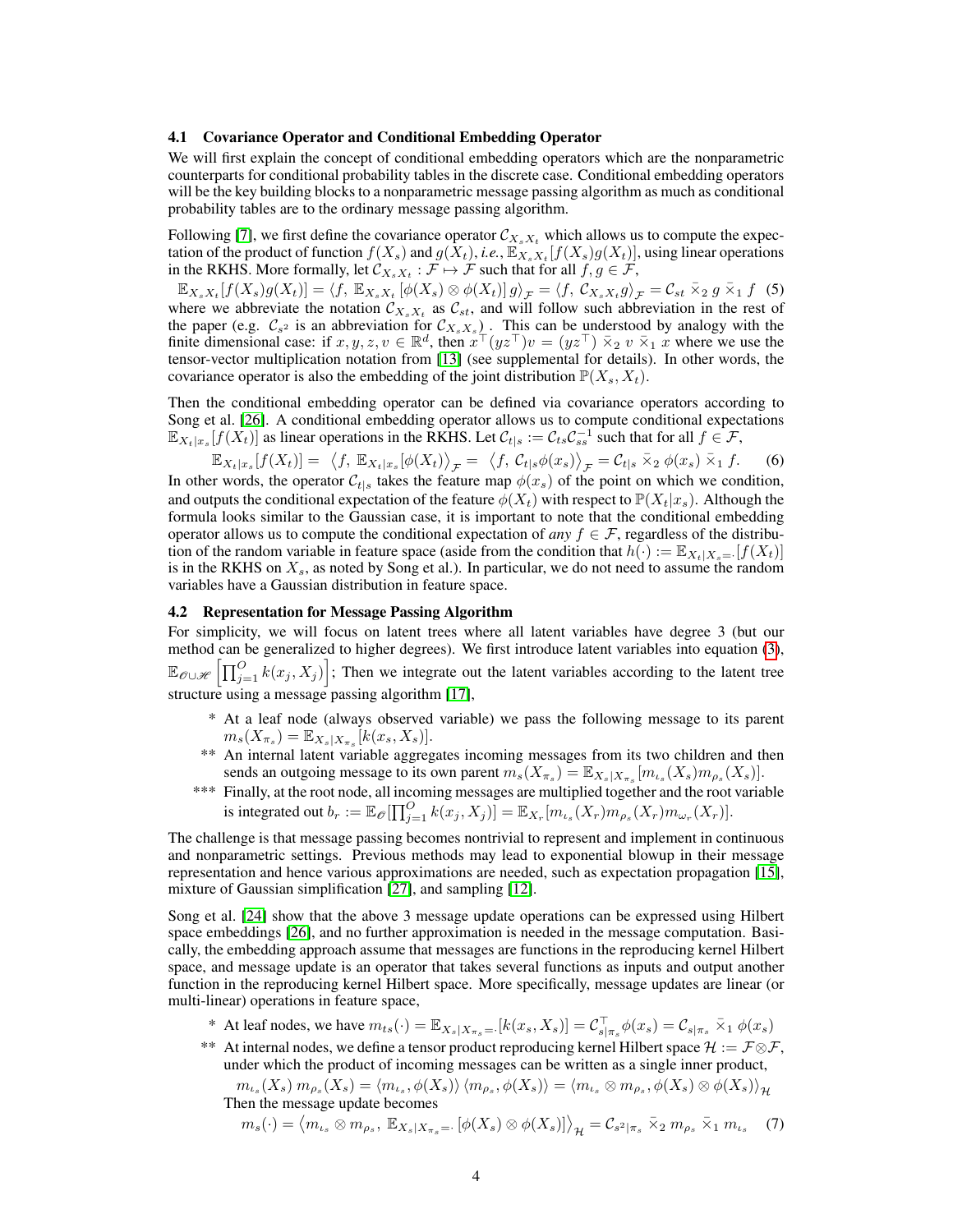### 4.1 Covariance Operator and Conditional Embedding Operator

We will first explain the concept of conditional embedding operators which are the nonparametric counterparts for conditional probability tables in the discrete case. Conditional embedding operators will be the key building blocks to a nonparametric message passing algorithm as much as conditional probability tables are to the ordinary message passing algorithm.

Following [7], we first define the covariance operator $\mathcal{C}_{X_s X_t}$ which allows us to compute the expectation of the product of function $f(X_s)$ and $g(X_t)$, *i.e.*, $\mathbb{E}_{X_s X_t}[f(X_s)g(X_t)]$, using linear operations in the RKHS. More formally, let $\mathcal{C}_{X_s X_t} : \mathcal{F} \mapsto \mathcal{F}$ such that for all $f, g \in \mathcal{F}$,

$$\mathbb{E}_{X_s X_t}[f(X_s)g(X_t)] = \langle f, \, \mathbb{E}_{X_s X_t}[\phi(X_s) \otimes \phi(X_t)] \, g \rangle_{\mathcal{F}} = \langle f, \, \mathcal{C}_{X_s X_t} g \rangle_{\mathcal{F}} = \mathcal{C}_{st} \,\bar{\times}_2\, g \,\bar{\times}_1\, f \quad (5)$$

where we abbreviate the notation $\mathcal{C}_{X_s X_t}$ as $\mathcal{C}_{st}$, and will follow such abbreviation in the rest of the paper (e.g. $\mathcal{C}_{s^2}$ is an abbreviation for $\mathcal{C}_{X_s X_s}$) . This can be understood by analogy with the finite dimensional case: if $x, y, z, v \in \mathbb{R}^d$, then $x^\top (y z^\top) v = (y z^\top) \,\bar{\times}_2\, v \,\bar{\times}_1\, x$ where we use the tensor-vector multiplication notation from [13] (see supplemental for details). In other words, the covariance operator is also the embedding of the joint distribution $\mathbb{P}(X_s, X_t)$.

Then the conditional embedding operator can be defined via covariance operators according to Song et al. [26]. A conditional embedding operator allows us to compute conditional expectations $\mathbb{E}_{X_t|x_s}[f(X_t)]$ as linear operations in the RKHS. Let $\mathcal{C}_{t|s} := \mathcal{C}_{ts}\mathcal{C}_{ss}^{-1}$ such that for all $f \in \mathcal{F}$,

$$\mathbb{E}_{X_t|x_s}[f(X_t)] = \left\langle f, \, \mathbb{E}_{X_t|x_s}[\phi(X_t)\right\rangle_{\mathcal{F}} = \left\langle f, \, \mathcal{C}_{t|s}\phi(x_s)\right\rangle_{\mathcal{F}} = \mathcal{C}_{t|s} \,\bar{\times}_2\, \phi(x_s) \,\bar{\times}_1\, f. \quad (6)$$

In other words, the operator $\mathcal{C}_{t|s}$ takes the feature map $\phi(x_s)$ of the point on which we condition, and outputs the conditional expectation of the feature $\phi(X_t)$ with respect to $\mathbb{P}(X_t|x_s)$. Although the formula looks similar to the Gaussian case, it is important to note that the conditional embedding operator allows us to compute the conditional expectation of *any* $f \in \mathcal{F}$, regardless of the distribution of the random variable in feature space (aside from the condition that $h(\cdot) := \mathbb{E}_{X_t|X_s=\cdot}[f(X_t)]$ is in the RKHS on $X_s$, as noted by Song et al.). In particular, we do not need to assume the random variables have a Gaussian distribution in feature space.

### 4.2 Representation for Message Passing Algorithm

For simplicity, we will focus on latent trees where all latent variables have degree 3 (but our method can be generalized to higher degrees). We first introduce latent variables into equation (3), $\mathbb{E}_{\mathscr{O}\cup\mathscr{H}}\left[\prod_{j=1}^{O} k(x_j, X_j)\right]$; Then we integrate out the latent variables according to the latent tree structure using a message passing algorithm [17],

\* At a leaf node (always observed variable) we pass the following message to its parent $m_s(X_{\pi_s}) = \mathbb{E}_{X_s|X_{\pi_s}}[k(x_s, X_s)]$.

\*\* An internal latent variable aggregates incoming messages from its two children and then sends an outgoing message to its own parent $m_s(X_{\pi_s}) = \mathbb{E}_{X_s|X_{\pi_s}}[m_{\iota_s}(X_s)m_{\rho_s}(X_s)]$.

\*\*\* Finally, at the root node, all incoming messages are multiplied together and the root variable is integrated out $b_r := \mathbb{E}_{\mathscr{O}}[\prod_{j=1}^{O} k(x_j, X_j)] = \mathbb{E}_{X_r}[m_{\iota_s}(X_r)m_{\rho_s}(X_r)m_{\omega_r}(X_r)]$.

The challenge is that message passing becomes nontrivial to represent and implement in continuous and nonparametric settings. Previous methods may lead to exponential blowup in their message representation and hence various approximations are needed, such as expectation propagation [15], mixture of Gaussian simplification [27], and sampling [12].

Song et al. [24] show that the above 3 message update operations can be expressed using Hilbert space embeddings [26], and no further approximation is needed in the message computation. Basically, the embedding approach assume that messages are functions in the reproducing kernel Hilbert space, and message update is an operator that takes several functions as inputs and output another function in the reproducing kernel Hilbert space. More specifically, message updates are linear (or multi-linear) operations in feature space,

\* At leaf nodes, we have $m_{ts}(\cdot) = \mathbb{E}_{X_s|X_{\pi_s}=\cdot}[k(x_s, X_s)] = \mathcal{C}_{s|\pi_s}^\top \phi(x_s) = \mathcal{C}_{s|\pi_s} \,\bar{\times}_1\, \phi(x_s)$

\*\* At internal nodes, we define a tensor product reproducing kernel Hilbert space $\mathcal{H} := \mathcal{F} \otimes \mathcal{F}$, under which the product of incoming messages can be written as a single inner product,

$$m_{\iota_s}(X_s)\, m_{\rho_s}(X_s) = \langle m_{\iota_s}, \phi(X_s)\rangle \langle m_{\rho_s}, \phi(X_s)\rangle = \langle m_{\iota_s} \otimes m_{\rho_s}, \phi(X_s) \otimes \phi(X_s)\rangle_{\mathcal{H}}$$

Then the message update becomes

$$m_s(\cdot) = \left\langle m_{\iota_s} \otimes m_{\rho_s}, \, \mathbb{E}_{X_s|X_{\pi_s}=\cdot}[\phi(X_s) \otimes \phi(X_s)]\right\rangle_{\mathcal{H}} = \mathcal{C}_{s^2|\pi_s} \,\bar{\times}_2\, m_{\rho_s} \,\bar{\times}_1\, m_{\iota_s} \quad (7)$$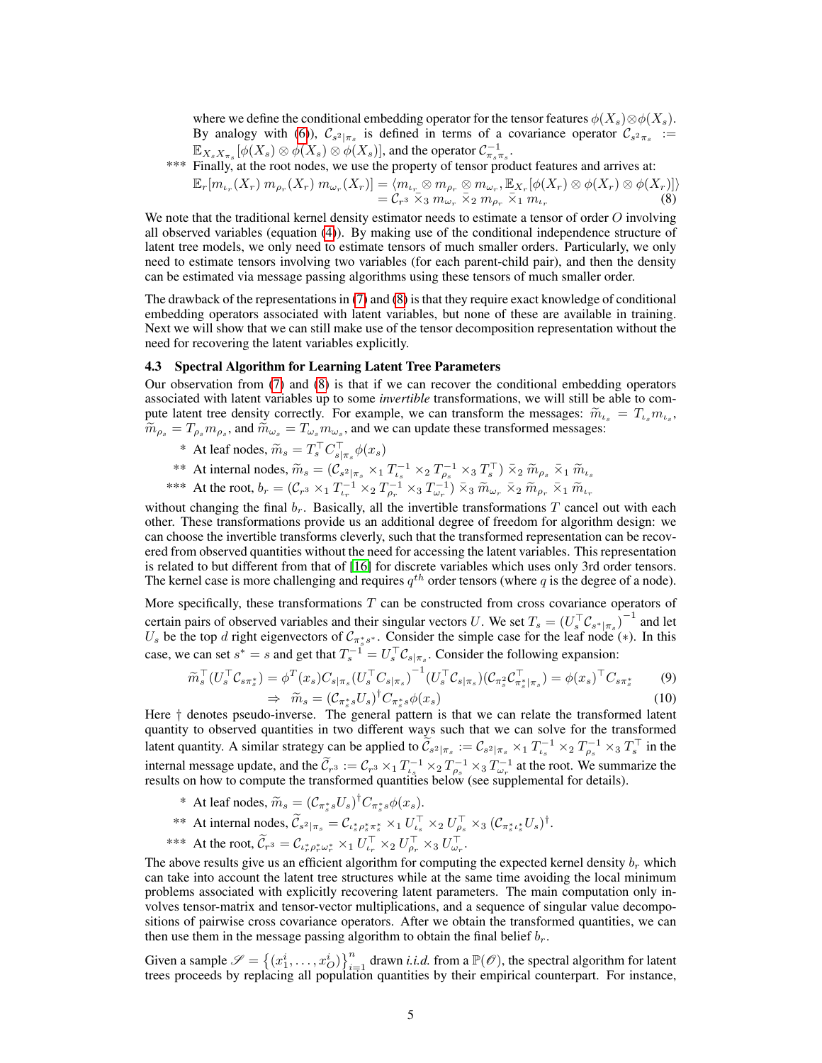where we define the conditional embedding operator for the tensor features $\phi(X_s) \otimes \phi(X_s)$. By analogy with (6), $\mathcal{C}_{s^2|\pi_s}$ is defined in terms of a covariance operator $\mathcal{C}_{s^2\pi_s} := \mathbb{E}_{X_s X_{\pi_s}}[\phi(X_s) \otimes \phi(X_s) \otimes \phi(X_s)]$, and the operator $\mathcal{C}_{\pi_s\pi_s}^{-1}$.

*** Finally, at the root nodes, we use the property of tensor product features and arrives at:

$$\mathbb{E}_r[m_{\iota_r}(X_r)\, m_{\rho_r}(X_r)\, m_{\omega_r}(X_r)] = \langle m_{\iota_r} \otimes m_{\rho_r} \otimes m_{\omega_r}, \mathbb{E}_{X_r}[\phi(X_r) \otimes \phi(X_r) \otimes \phi(X_r)] \rangle$$
$$= \mathcal{C}_{r^3} \,\bar{\times}_3\, m_{\omega_r} \,\bar{\times}_2\, m_{\rho_r} \,\bar{\times}_1\, m_{\iota_r} \quad (8)$$

We note that the traditional kernel density estimator needs to estimate a tensor of order $O$ involving all observed variables (equation (4)). By making use of the conditional independence structure of latent tree models, we only need to estimate tensors of much smaller orders. Particularly, we only need to estimate tensors involving two variables (for each parent-child pair), and then the density can be estimated via message passing algorithms using these tensors of much smaller order.

The drawback of the representations in (7) and (8) is that they require exact knowledge of conditional embedding operators associated with latent variables, but none of these are available in training. Next we will show that we can still make use of the tensor decomposition representation without the need for recovering the latent variables explicitly.

### 4.3 Spectral Algorithm for Learning Latent Tree Parameters

Our observation from (7) and (8) is that if we can recover the conditional embedding operators associated with latent variables up to some *invertible* transformations, we will still be able to compute latent tree density correctly. For example, we can transform the messages: $\widetilde{m}_{\iota_s} = T_{\iota_s} m_{\iota_s}$, $\widetilde{m}_{\rho_s} = T_{\rho_s} m_{\rho_s}$, and $\widetilde{m}_{\omega_s} = T_{\omega_s} m_{\omega_s}$, and we can update these transformed messages:

* At leaf nodes, $\widetilde{m}_s = T_s^\top C_{s|\pi_s}^\top \phi(x_s)$

** At internal nodes, $\widetilde{m}_s = (\mathcal{C}_{s^2|\pi_s} \times_1 T_{\iota_s}^{-1} \times_2 T_{\rho_s}^{-1} \times_3 T_s^\top) \,\bar{\times}_2\, \widetilde{m}_{\rho_s} \,\bar{\times}_1\, \widetilde{m}_{\iota_s}$

*** At the root, $b_r = (\mathcal{C}_{r^3} \times_1 T_{\iota_r}^{-1} \times_2 T_{\rho_r}^{-1} \times_3 T_{\omega_r}^{-1}) \,\bar{\times}_3\, \widetilde{m}_{\omega_r} \,\bar{\times}_2\, \widetilde{m}_{\rho_r} \,\bar{\times}_1\, \widetilde{m}_{\iota_r}$

without changing the final $b_r$. Basically, all the invertible transformations $T$ cancel out with each other. These transformations provide us an additional degree of freedom for algorithm design: we can choose the invertible transforms cleverly, such that the transformed representation can be recovered from observed quantities without the need for accessing the latent variables. This representation is related to but different from that of [16] for discrete variables which uses only 3rd order tensors. The kernel case is more challenging and requires $q^{th}$ order tensors (where $q$ is the degree of a node).

More specifically, these transformations $T$ can be constructed from cross covariance operators of certain pairs of observed variables and their singular vectors $U$. We set $T_s = (U_s^\top \mathcal{C}_{s^*|\pi_s})^{-1}$ and let $U_s$ be the top $d$ right eigenvectors of $\mathcal{C}_{\pi_s^* s^*}$. Consider the simple case for the leaf node $(*)$. In this case, we can set $s^* = s$ and get that $T_s^{-1} = U_s^\top \mathcal{C}_{s|\pi_s}$. Consider the following expansion:

$$\widetilde{m}_s^\top (U_s^\top \mathcal{C}_{s\pi_s^*}) = \phi^T(x_s) C_{s|\pi_s} (U_s^\top C_{s|\pi_s})^{-1} (U_s^\top \mathcal{C}_{s|\pi_s})(\mathcal{C}_{\pi_s^2} \mathcal{C}_{\pi_s^*|\pi_s}^\top) = \phi(x_s)^\top C_{s\pi_s^*} \quad (9)$$
$$\Rightarrow \quad \widetilde{m}_s = (\mathcal{C}_{\pi_s^* s} U_s)^\dagger C_{\pi_s^* s} \phi(x_s) \quad (10)$$

Here $\dagger$ denotes pseudo-inverse. The general pattern is that we can relate the transformed latent quantity to observed quantities in two different ways such that we can solve for the transformed latent quantity. A similar strategy can be applied to $\widetilde{\mathcal{C}}_{s^2|\pi_s} := \mathcal{C}_{s^2|\pi_s} \times_1 T_{\iota_s}^{-1} \times_2 T_{\rho_s}^{-1} \times_3 T_s^\top$ in the internal message update, and the $\widetilde{\mathcal{C}}_{r^3} := \mathcal{C}_{r^3} \times_1 T_{\iota_s}^{-1} \times_2 T_{\rho_s}^{-1} \times_3 T_{\omega_r}^{-1}$ at the root. We summarize the results on how to compute the transformed quantities below (see supplemental for details).

* At leaf nodes, $\widetilde{m}_s = (\mathcal{C}_{\pi_s^* s} U_s)^\dagger C_{\pi_s^* s} \phi(x_s)$.

** At internal nodes, $\widetilde{\mathcal{C}}_{s^2|\pi_s} = \mathcal{C}_{\iota_s^* \rho_s^* \pi_s^*} \times_1 U_{\iota_s}^\top \times_2 U_{\rho_s}^\top \times_3 (\mathcal{C}_{\pi_s^* \iota_s^*} U_s)^\dagger$.

*** At the root, $\widetilde{\mathcal{C}}_{r^3} = \mathcal{C}_{\iota_r^* \rho_r^* \omega_r^*} \times_1 U_{\iota_r}^\top \times_2 U_{\rho_r}^\top \times_3 U_{\omega_r}^\top$.

The above results give us an efficient algorithm for computing the expected kernel density $b_r$ which can take into account the latent tree structures while at the same time avoiding the local minimum problems associated with explicitly recovering latent parameters. The main computation only involves tensor-matrix and tensor-vector multiplications, and a sequence of singular value decompositions of pairwise cross covariance operators. After we obtain the transformed quantities, we can then use them in the message passing algorithm to obtain the final belief $b_r$.

Given a sample $\mathscr{S} = \left\{(x_1^i, \ldots, x_O^i)\right\}_{i=1}^n$ drawn *i.i.d.* from a $\mathbb{P}(\mathscr{O})$, the spectral algorithm for latent trees proceeds by replacing all population quantities by their empirical counterpart. For instance,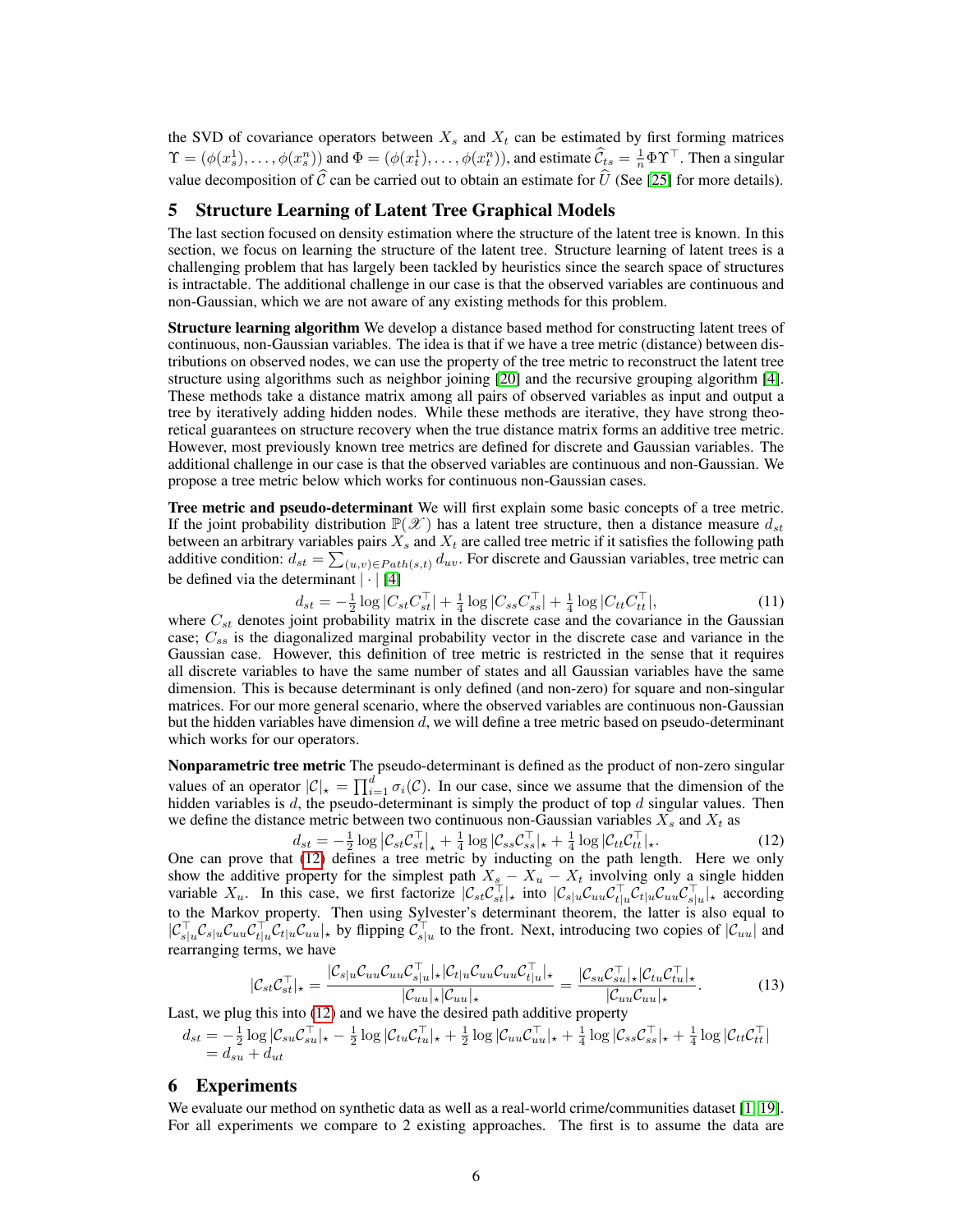the SVD of covariance operators between $X_s$ and $X_t$ can be estimated by first forming matrices $\Upsilon = (\phi(x_s^1), \ldots, \phi(x_s^n))$ and $\Phi = (\phi(x_t^1), \ldots, \phi(x_t^n))$, and estimate $\widehat{\mathcal{C}}_{ts} = \frac{1}{n}\Phi\Upsilon^\top$. Then a singular value decomposition of $\widehat{\mathcal{C}}$ can be carried out to obtain an estimate for $\widehat{U}$ (See [25] for more details).

## 5 Structure Learning of Latent Tree Graphical Models

The last section focused on density estimation where the structure of the latent tree is known. In this section, we focus on learning the structure of the latent tree. Structure learning of latent trees is a challenging problem that has largely been tackled by heuristics since the search space of structures is intractable. The additional challenge in our case is that the observed variables are continuous and non-Gaussian, which we are not aware of any existing methods for this problem.

**Structure learning algorithm** We develop a distance based method for constructing latent trees of continuous, non-Gaussian variables. The idea is that if we have a tree metric (distance) between distributions on observed nodes, we can use the property of the tree metric to reconstruct the latent tree structure using algorithms such as neighbor joining [20] and the recursive grouping algorithm [4]. These methods take a distance matrix among all pairs of observed variables as input and output a tree by iteratively adding hidden nodes. While these methods are iterative, they have strong theoretical guarantees on structure recovery when the true distance matrix forms an additive tree metric. However, most previously known tree metrics are defined for discrete and Gaussian variables. The additional challenge in our case is that the observed variables are continuous and non-Gaussian. We propose a tree metric below which works for continuous non-Gaussian cases.

**Tree metric and pseudo-determinant** We will first explain some basic concepts of a tree metric. If the joint probability distribution $\mathbb{P}(\mathscr{X})$ has a latent tree structure, then a distance measure $d_{st}$ between an arbitrary variables pairs $X_s$ and $X_t$ are called tree metric if it satisfies the following path additive condition: $d_{st} = \sum_{(u,v)\in Path(s,t)} d_{uv}$. For discrete and Gaussian variables, tree metric can be defined via the determinant $|\cdot|$ [4]

$$d_{st} = -\tfrac{1}{2}\log|C_{st}C_{st}^\top| + \tfrac{1}{4}\log|C_{ss}C_{ss}^\top| + \tfrac{1}{4}\log|C_{tt}C_{tt}^\top|, \tag{11}$$

where $C_{st}$ denotes joint probability matrix in the discrete case and the covariance in the Gaussian case; $C_{ss}$ is the diagonalized marginal probability vector in the discrete case and variance in the Gaussian case. However, this definition of tree metric is restricted in the sense that it requires all discrete variables to have the same number of states and all Gaussian variables have the same dimension. This is because determinant is only defined (and non-zero) for square and non-singular matrices. For our more general scenario, where the observed variables are continuous non-Gaussian but the hidden variables have dimension $d$, we will define a tree metric based on pseudo-determinant which works for our operators.

**Nonparametric tree metric** The pseudo-determinant is defined as the product of non-zero singular values of an operator $|\mathcal{C}|_\star = \prod_{i=1}^d \sigma_i(\mathcal{C})$. In our case, since we assume that the dimension of the hidden variables is $d$, the pseudo-determinant is simply the product of top $d$ singular values. Then we define the distance metric between two continuous non-Gaussian variables $X_s$ and $X_t$ as

$$d_{st} = -\tfrac{1}{2}\log\left|\mathcal{C}_{st}\mathcal{C}_{st}^\top\right|_\star + \tfrac{1}{4}\log|\mathcal{C}_{ss}\mathcal{C}_{ss}^\top|_\star + \tfrac{1}{4}\log|\mathcal{C}_{tt}\mathcal{C}_{tt}^\top|_\star. \tag{12}$$

One can prove that (12) defines a tree metric by inducting on the path length. Here we only show the additive property for the simplest path $X_s - X_u - X_t$ involving only a single hidden variable $X_u$. In this case, we first factorize $|\mathcal{C}_{st}\mathcal{C}_{st}^\top|_\star$ into $|\mathcal{C}_{s|u}\mathcal{C}_{uu}\mathcal{C}_{t|u}^\top\mathcal{C}_{t|u}\mathcal{C}_{uu}\mathcal{C}_{s|u}^\top|_\star$ according to the Markov property. Then using Sylvester's determinant theorem, the latter is also equal to $|\mathcal{C}_{s|u}^\top\mathcal{C}_{s|u}\mathcal{C}_{uu}\mathcal{C}_{t|u}^\top\mathcal{C}_{t|u}\mathcal{C}_{uu}|_\star$ by flipping $\mathcal{C}_{s|u}^\top$ to the front. Next, introducing two copies of $|\mathcal{C}_{uu}|$ and rearranging terms, we have

$$|\mathcal{C}_{st}\mathcal{C}_{st}^\top|_\star = \frac{|\mathcal{C}_{s|u}\mathcal{C}_{uu}\mathcal{C}_{uu}\mathcal{C}_{s|u}^\top|_\star|\mathcal{C}_{t|u}\mathcal{C}_{uu}\mathcal{C}_{uu}\mathcal{C}_{t|u}^\top|_\star}{|\mathcal{C}_{uu}|_\star|\mathcal{C}_{uu}|_\star} = \frac{|\mathcal{C}_{su}\mathcal{C}_{su}^\top|_\star|\mathcal{C}_{tu}\mathcal{C}_{tu}^\top|_\star}{|\mathcal{C}_{uu}\mathcal{C}_{uu}|_\star}. \tag{13}$$

Last, we plug this into (12) and we have the desired path additive property

$$\begin{aligned} d_{st} &= -\tfrac{1}{2}\log|\mathcal{C}_{su}\mathcal{C}_{su}^\top|_\star - \tfrac{1}{2}\log|\mathcal{C}_{tu}\mathcal{C}_{tu}^\top|_\star + \tfrac{1}{2}\log|\mathcal{C}_{uu}\mathcal{C}_{uu}^\top|_\star + \tfrac{1}{4}\log|\mathcal{C}_{ss}\mathcal{C}_{ss}^\top|_\star + \tfrac{1}{4}\log|\mathcal{C}_{tt}\mathcal{C}_{tt}^\top| \\ &= d_{su} + d_{ut} \end{aligned}$$

## 6 Experiments

We evaluate our method on synthetic data as well as a real-world crime/communities dataset [1, 19]. For all experiments we compare to 2 existing approaches. The first is to assume the data are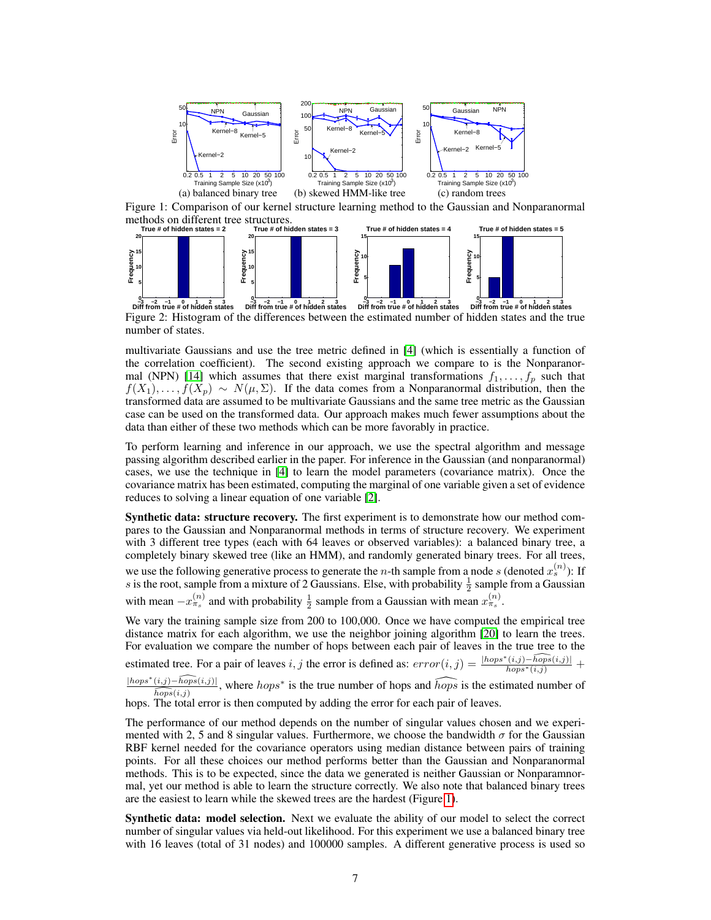Figure 1: Comparison of our kernel structure learning method to the Gaussian and Nonparanormal methods on different tree structures.

Figure 2: Histogram of the differences between the estimated number of hidden states and the true number of states.

multivariate Gaussians and use the tree metric defined in [4] (which is essentially a function of the correlation coefficient). The second existing approach we compare to is the Nonparanormal (NPN) [14] which assumes that there exist marginal transformations $f_1, \ldots, f_p$ such that $f(X_1), \ldots, f(X_p) \sim N(\mu, \Sigma)$. If the data comes from a Nonparanormal distribution, then the transformed data are assumed to be multivariate Gaussians and the same tree metric as the Gaussian case can be used on the transformed data. Our approach makes much fewer assumptions about the data than either of these two methods which can be more favorably in practice.

To perform learning and inference in our approach, we use the spectral algorithm and message passing algorithm described earlier in the paper. For inference in the Gaussian (and nonparanormal) cases, we use the technique in [4] to learn the model parameters (covariance matrix). Once the covariance matrix has been estimated, computing the marginal of one variable given a set of evidence reduces to solving a linear equation of one variable [2].

**Synthetic data: structure recovery.** The first experiment is to demonstrate how our method compares to the Gaussian and Nonparanormal methods in terms of structure recovery. We experiment with 3 different tree types (each with 64 leaves or observed variables): a balanced binary tree, a completely binary skewed tree (like an HMM), and randomly generated binary trees. For all trees, we use the following generative process to generate the $n$-th sample from a node $s$ (denoted $x_s^{(n)}$): If $s$ is the root, sample from a mixture of 2 Gaussians. Else, with probability $\frac{1}{2}$ sample from a Gaussian with mean $-x_{\pi_s}^{(n)}$ and with probability $\frac{1}{2}$ sample from a Gaussian with mean $x_{\pi_s}^{(n)}$.

We vary the training sample size from 200 to 100,000. Once we have computed the empirical tree distance matrix for each algorithm, we use the neighbor joining algorithm [20] to learn the trees. For evaluation we compare the number of hops between each pair of leaves in the true tree to the estimated tree. For a pair of leaves $i, j$ the error is defined as: $error(i, j) = \frac{|hops^*(i,j) - \widehat{hops}(i,j)|}{hops^*(i,j)} + \frac{|hops^*(i,j) - \widehat{hops}(i,j)|}{\widehat{hops}(i,j)}$, where $hops^*$ is the true number of hops and $\widehat{hops}$ is the estimated number of hops. The total error is then computed by adding the error for each pair of leaves.

The performance of our method depends on the number of singular values chosen and we experimented with 2, 5 and 8 singular values. Furthermore, we choose the bandwidth $\sigma$ for the Gaussian RBF kernel needed for the covariance operators using median distance between pairs of training points. For all these choices our method performs better than the Gaussian and Nonparanormal methods. This is to be expected, since the data we generated is neither Gaussian or Nonparamnormal, yet our method is able to learn the structure correctly. We also note that balanced binary trees are the easiest to learn while the skewed trees are the hardest (Figure 1).

**Synthetic data: model selection.** Next we evaluate the ability of our model to select the correct number of singular values via held-out likelihood. For this experiment we use a balanced binary tree with 16 leaves (total of 31 nodes) and 100000 samples. A different generative process is used so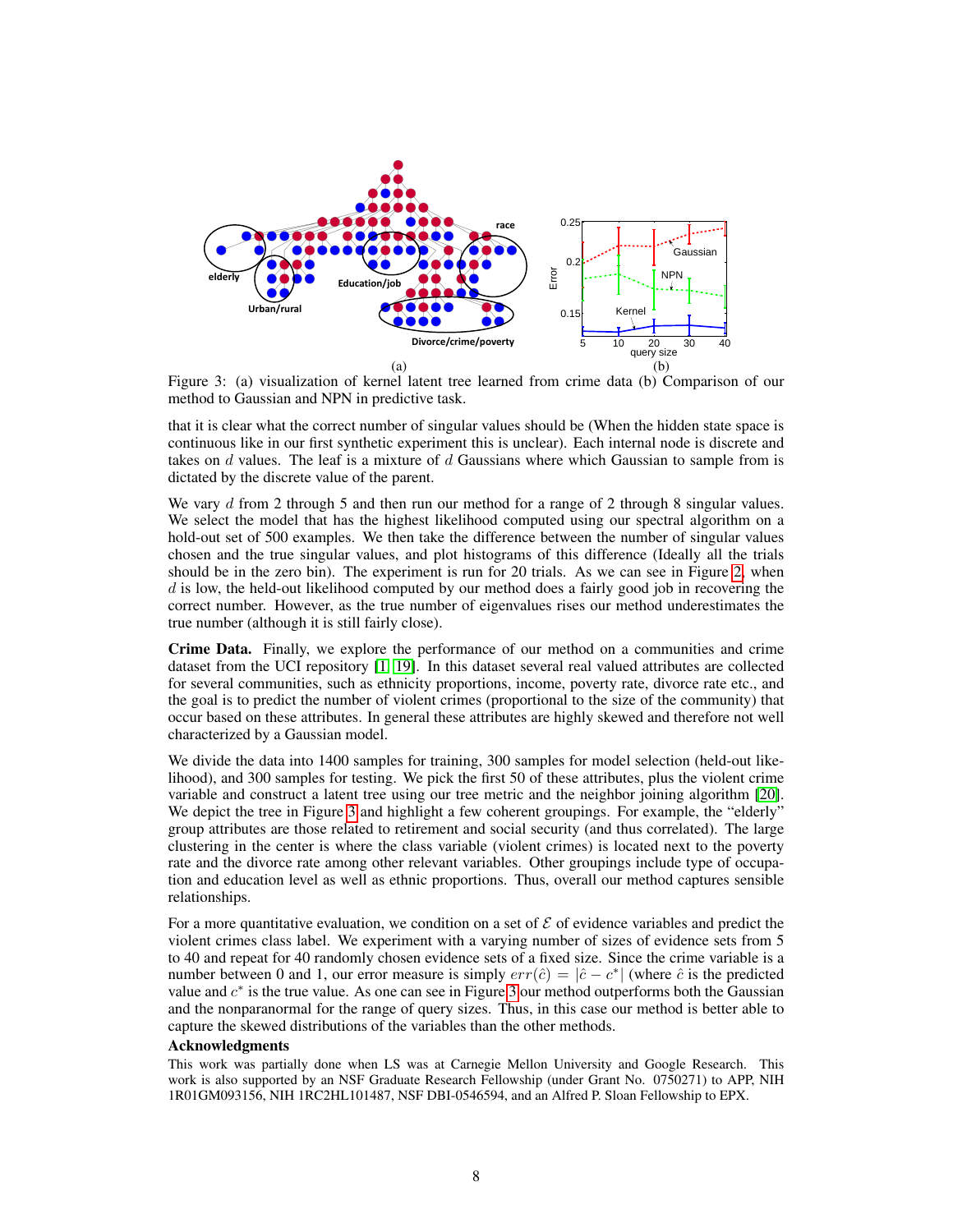Figure 3: (a) visualization of kernel latent tree learned from crime data (b) Comparison of our method to Gaussian and NPN in predictive task.

that it is clear what the correct number of singular values should be (When the hidden state space is continuous like in our first synthetic experiment this is unclear). Each internal node is discrete and takes on $d$ values. The leaf is a mixture of $d$ Gaussians where which Gaussian to sample from is dictated by the discrete value of the parent.

We vary $d$ from 2 through 5 and then run our method for a range of 2 through 8 singular values. We select the model that has the highest likelihood computed using our spectral algorithm on a hold-out set of 500 examples. We then take the difference between the number of singular values chosen and the true singular values, and plot histograms of this difference (Ideally all the trials should be in the zero bin). The experiment is run for 20 trials. As we can see in Figure 2, when $d$ is low, the held-out likelihood computed by our method does a fairly good job in recovering the correct number. However, as the true number of eigenvalues rises our method underestimates the true number (although it is still fairly close).

**Crime Data.** Finally, we explore the performance of our method on a communities and crime dataset from the UCI repository [1, 19]. In this dataset several real valued attributes are collected for several communities, such as ethnicity proportions, income, poverty rate, divorce rate etc., and the goal is to predict the number of violent crimes (proportional to the size of the community) that occur based on these attributes. In general these attributes are highly skewed and therefore not well characterized by a Gaussian model.

We divide the data into 1400 samples for training, 300 samples for model selection (held-out likelihood), and 300 samples for testing. We pick the first 50 of these attributes, plus the violent crime variable and construct a latent tree using our tree metric and the neighbor joining algorithm [20]. We depict the tree in Figure 3 and highlight a few coherent groupings. For example, the "elderly" group attributes are those related to retirement and social security (and thus correlated). The large clustering in the center is where the class variable (violent crimes) is located next to the poverty rate and the divorce rate among other relevant variables. Other groupings include type of occupation and education level as well as ethnic proportions. Thus, overall our method captures sensible relationships.

For a more quantitative evaluation, we condition on a set of $\mathcal{E}$ of evidence variables and predict the violent crimes class label. We experiment with a varying number of sizes of evidence sets from 5 to 40 and repeat for 40 randomly chosen evidence sets of a fixed size. Since the crime variable is a number between 0 and 1, our error measure is simply $err(\hat{c}) = |\hat{c} - c^*|$ (where $\hat{c}$ is the predicted value and $c^*$ is the true value. As one can see in Figure 3 our method outperforms both the Gaussian and the nonparanormal for the range of query sizes. Thus, in this case our method is better able to capture the skewed distributions of the variables than the other methods.

### Acknowledgments

This work was partially done when LS was at Carnegie Mellon University and Google Research. This work is also supported by an NSF Graduate Research Fellowship (under Grant No. 0750271) to APP, NIH 1R01GM093156, NIH 1RC2HL101487, NSF DBI-0546594, and an Alfred P. Sloan Fellowship to EPX.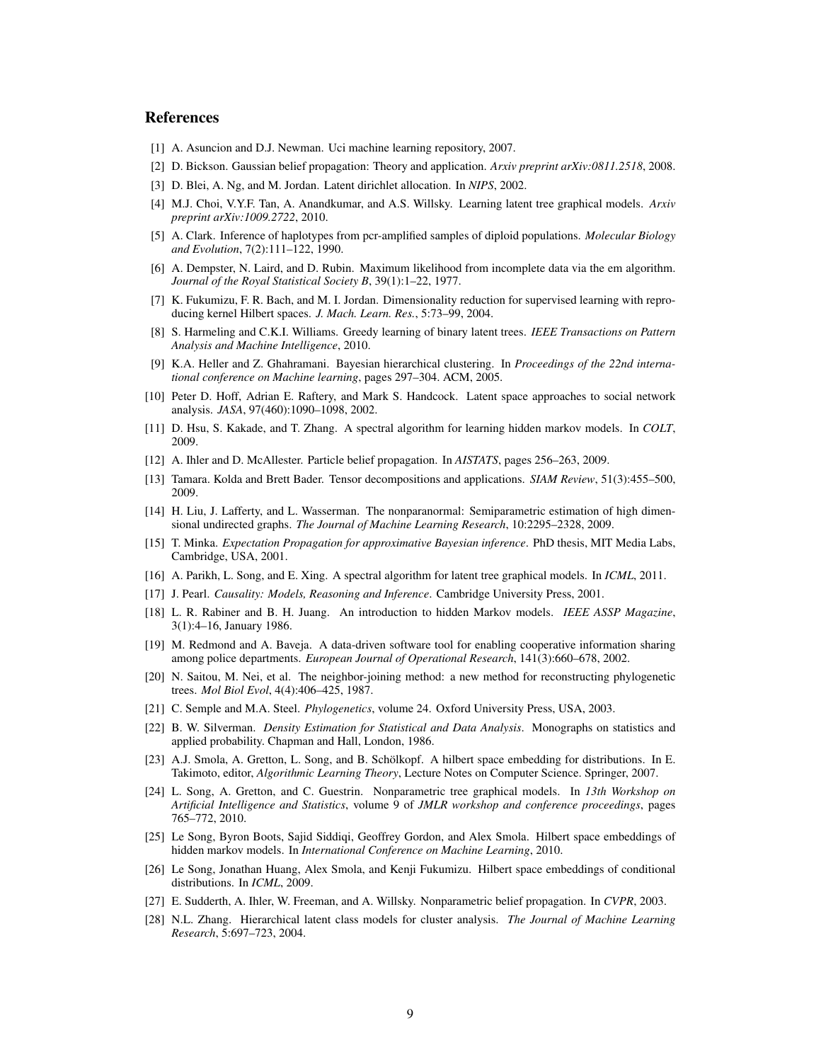## References

[1] A. Asuncion and D.J. Newman. Uci machine learning repository, 2007.

[2] D. Bickson. Gaussian belief propagation: Theory and application. *Arxiv preprint arXiv:0811.2518*, 2008.

[3] D. Blei, A. Ng, and M. Jordan. Latent dirichlet allocation. In *NIPS*, 2002.

[4] M.J. Choi, V.Y.F. Tan, A. Anandkumar, and A.S. Willsky. Learning latent tree graphical models. *Arxiv preprint arXiv:1009.2722*, 2010.

[5] A. Clark. Inference of haplotypes from pcr-amplified samples of diploid populations. *Molecular Biology and Evolution*, 7(2):111–122, 1990.

[6] A. Dempster, N. Laird, and D. Rubin. Maximum likelihood from incomplete data via the em algorithm. *Journal of the Royal Statistical Society B*, 39(1):1–22, 1977.

[7] K. Fukumizu, F. R. Bach, and M. I. Jordan. Dimensionality reduction for supervised learning with reproducing kernel Hilbert spaces. *J. Mach. Learn. Res.*, 5:73–99, 2004.

[8] S. Harmeling and C.K.I. Williams. Greedy learning of binary latent trees. *IEEE Transactions on Pattern Analysis and Machine Intelligence*, 2010.

[9] K.A. Heller and Z. Ghahramani. Bayesian hierarchical clustering. In *Proceedings of the 22nd international conference on Machine learning*, pages 297–304. ACM, 2005.

[10] Peter D. Hoff, Adrian E. Raftery, and Mark S. Handcock. Latent space approaches to social network analysis. *JASA*, 97(460):1090–1098, 2002.

[11] D. Hsu, S. Kakade, and T. Zhang. A spectral algorithm for learning hidden markov models. In *COLT*, 2009.

[12] A. Ihler and D. McAllester. Particle belief propagation. In *AISTATS*, pages 256–263, 2009.

[13] Tamara. Kolda and Brett Bader. Tensor decompositions and applications. *SIAM Review*, 51(3):455–500, 2009.

[14] H. Liu, J. Lafferty, and L. Wasserman. The nonparanormal: Semiparametric estimation of high dimensional undirected graphs. *The Journal of Machine Learning Research*, 10:2295–2328, 2009.

[15] T. Minka. *Expectation Propagation for approximative Bayesian inference*. PhD thesis, MIT Media Labs, Cambridge, USA, 2001.

[16] A. Parikh, L. Song, and E. Xing. A spectral algorithm for latent tree graphical models. In *ICML*, 2011.

[17] J. Pearl. *Causality: Models, Reasoning and Inference*. Cambridge University Press, 2001.

[18] L. R. Rabiner and B. H. Juang. An introduction to hidden Markov models. *IEEE ASSP Magazine*, 3(1):4–16, January 1986.

[19] M. Redmond and A. Baveja. A data-driven software tool for enabling cooperative information sharing among police departments. *European Journal of Operational Research*, 141(3):660–678, 2002.

[20] N. Saitou, M. Nei, et al. The neighbor-joining method: a new method for reconstructing phylogenetic trees. *Mol Biol Evol*, 4(4):406–425, 1987.

[21] C. Semple and M.A. Steel. *Phylogenetics*, volume 24. Oxford University Press, USA, 2003.

[22] B. W. Silverman. *Density Estimation for Statistical and Data Analysis*. Monographs on statistics and applied probability. Chapman and Hall, London, 1986.

[23] A.J. Smola, A. Gretton, L. Song, and B. Schölkopf. A hilbert space embedding for distributions. In E. Takimoto, editor, *Algorithmic Learning Theory*, Lecture Notes on Computer Science. Springer, 2007.

[24] L. Song, A. Gretton, and C. Guestrin. Nonparametric tree graphical models. In *13th Workshop on Artificial Intelligence and Statistics*, volume 9 of *JMLR workshop and conference proceedings*, pages 765–772, 2010.

[25] Le Song, Byron Boots, Sajid Siddiqi, Geoffrey Gordon, and Alex Smola. Hilbert space embeddings of hidden markov models. In *International Conference on Machine Learning*, 2010.

[26] Le Song, Jonathan Huang, Alex Smola, and Kenji Fukumizu. Hilbert space embeddings of conditional distributions. In *ICML*, 2009.

[27] E. Sudderth, A. Ihler, W. Freeman, and A. Willsky. Nonparametric belief propagation. In *CVPR*, 2003.

[28] N.L. Zhang. Hierarchical latent class models for cluster analysis. *The Journal of Machine Learning Research*, 5:697–723, 2004.